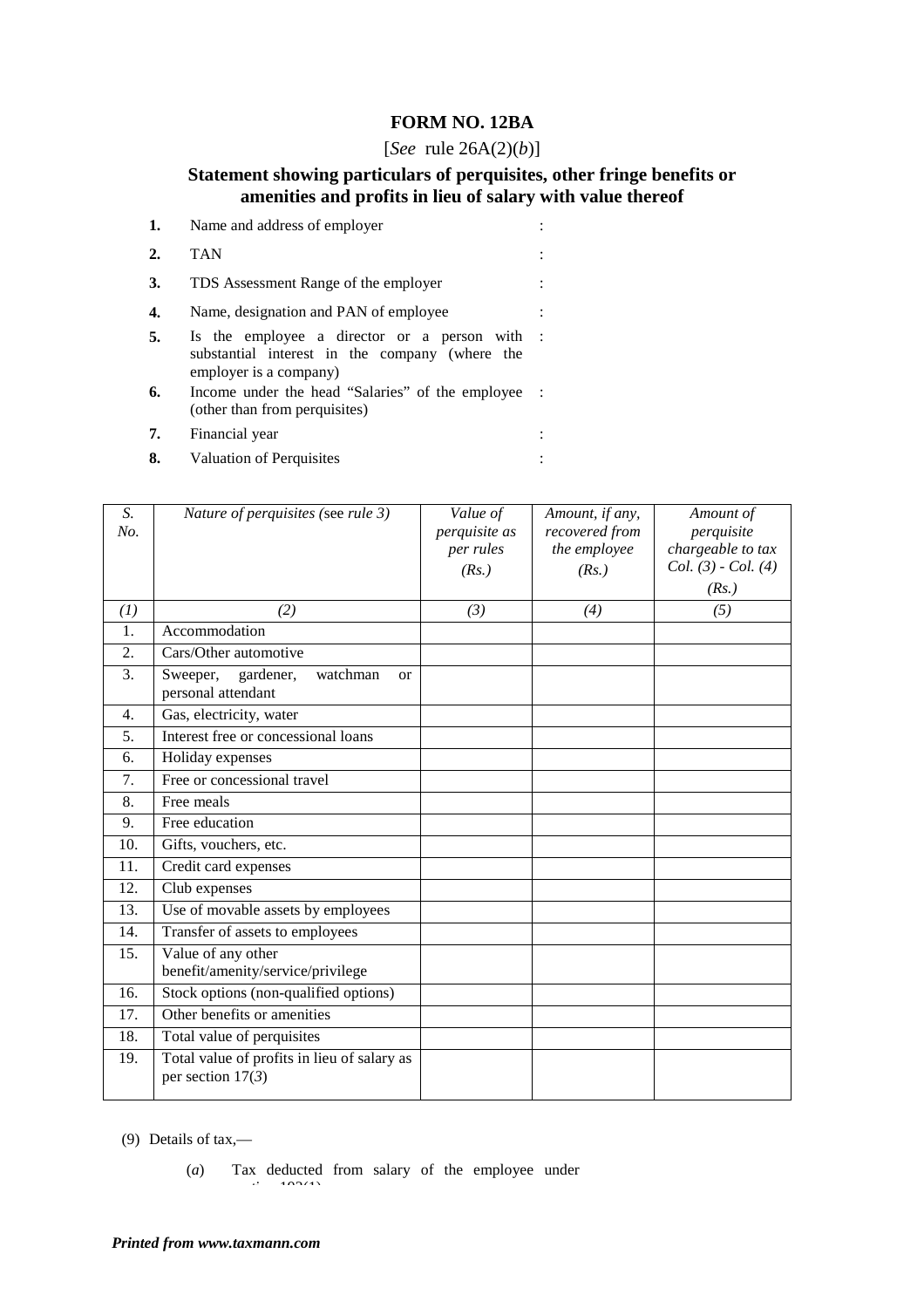# FORM NO. 12BA

[*See* rule 26A(2)(*b*)]

## Statement showing particulars of perquisites, other fringe benefits or amenities and profits in lieu of salary with value thereof

**1.** Name and address of employer :

**2.** TAN :

**3.** TDS Assessment Range of the employer :

**4.** Name, designation and PAN of employee :

**5.** Is the employee a director or a person with substantial interest in the company (where the employer is a company) :

**6.** Income under the head "Salaries" of the employee (other than from perquisites) :

**7.** Financial year :

**8.** Valuation of Perquisites :

| *S. No.* | *Nature of perquisites (*see *rule 3)* | *Value of perquisite as per rules (Rs.)* | *Amount, if any, recovered from the employee (Rs.)* | *Amount of perquisite chargeable to tax Col. (3) - Col. (4) (Rs.)* |
|---|---|---|---|---|
| *(1)* | *(2)* | *(3)* | *(4)* | *(5)* |
| 1. | Accommodation | | | |
| 2. | Cars/Other automotive | | | |
| 3. | Sweeper, gardener, watchman or personal attendant | | | |
| 4. | Gas, electricity, water | | | |
| 5. | Interest free or concessional loans | | | |
| 6. | Holiday expenses | | | |
| 7. | Free or concessional travel | | | |
| 8. | Free meals | | | |
| 9. | Free education | | | |
| 10. | Gifts, vouchers, etc. | | | |
| 11. | Credit card expenses | | | |
| 12. | Club expenses | | | |
| 13. | Use of movable assets by employees | | | |
| 14. | Transfer of assets to employees | | | |
| 15. | Value of any other benefit/amenity/service/privilege | | | |
| 16. | Stock options (non-qualified options) | | | |
| 17. | Other benefits or amenities | | | |
| 18. | Total value of perquisites | | | |
| 19. | Total value of profits in lieu of salary as per section 17(*3*) | | | |

(9) Details of tax,—

(*a*) Tax deducted from salary of the employee under section 192(1)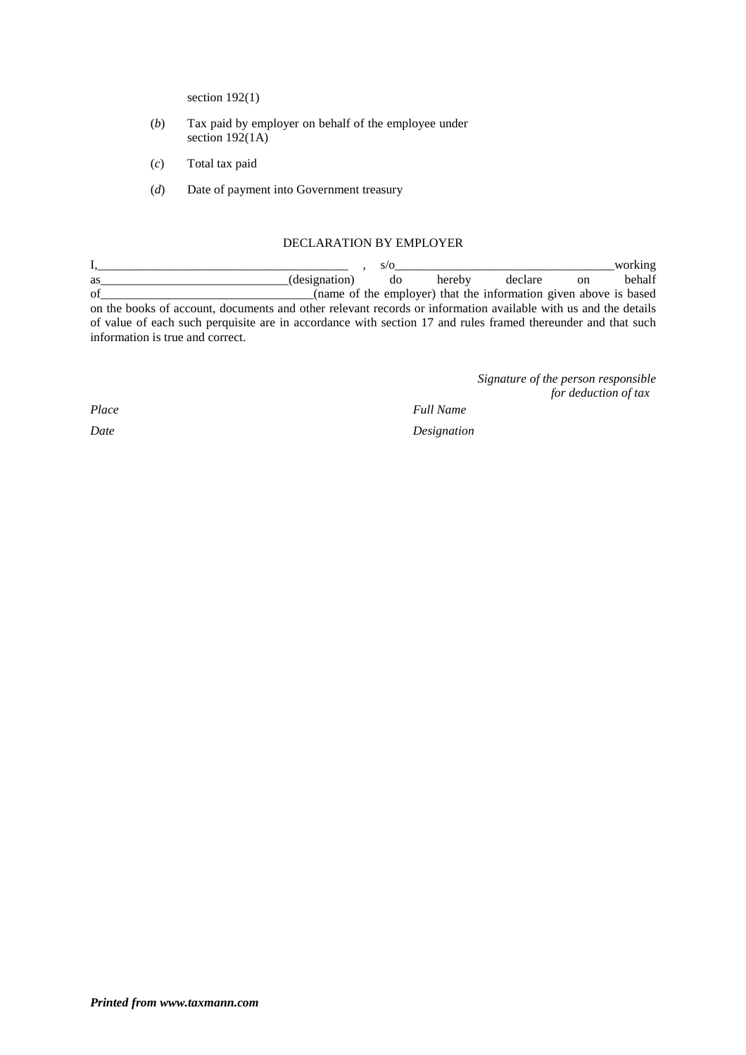section 192(1)

(*b*) Tax paid by employer on behalf of the employee under section 192(1A)

(*c*) Total tax paid

(*d*) Date of payment into Government treasury

DECLARATION BY EMPLOYER

I,_________________________________________ , s/o___________________________________working as_______________________________(designation) do hereby declare on behalf of___________________________________(name of the employer) that the information given above is based on the books of account, documents and other relevant records or information available with us and the details of value of each such perquisite are in accordance with section 17 and rules framed thereunder and that such information is true and correct.

*Signature of the person responsible for deduction of tax*

*Place* *Full Name*

*Date* *Designation*